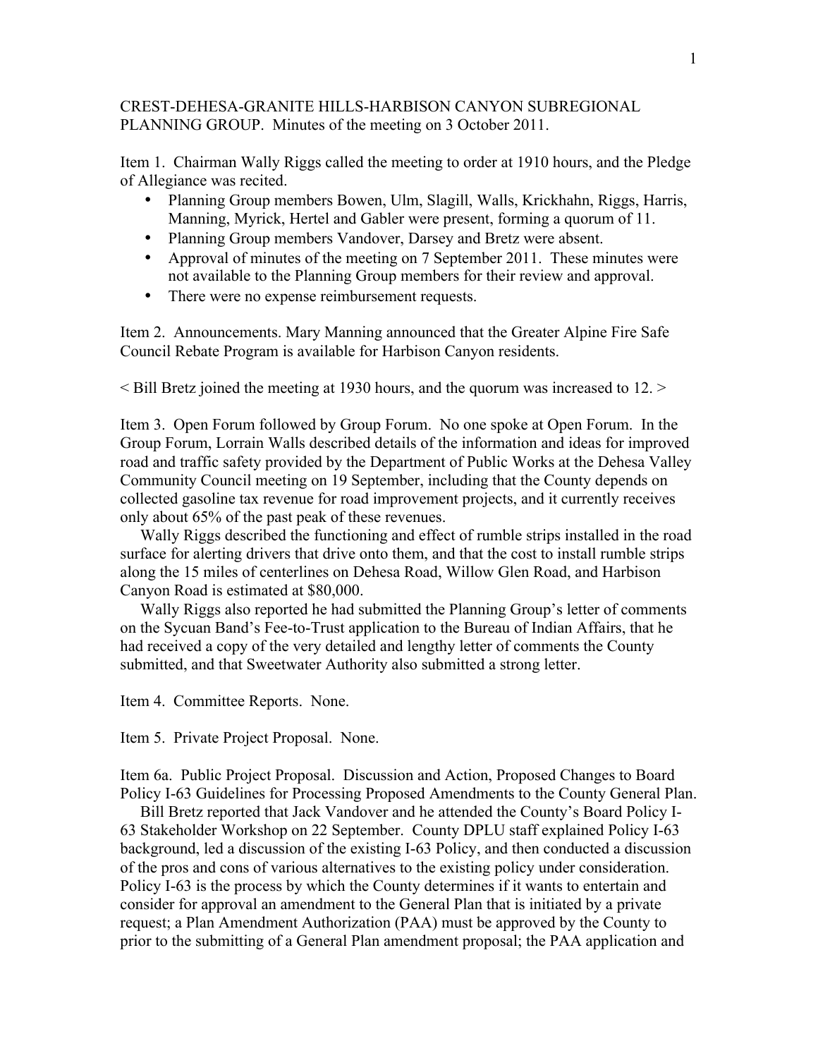CREST-DEHESA-GRANITE HILLS-HARBISON CANYON SUBREGIONAL PLANNING GROUP. Minutes of the meeting on 3 October 2011.

Item 1. Chairman Wally Riggs called the meeting to order at 1910 hours, and the Pledge of Allegiance was recited.

- Planning Group members Bowen, Ulm, Slagill, Walls, Krickhahn, Riggs, Harris, Manning, Myrick, Hertel and Gabler were present, forming a quorum of 11.
- Planning Group members Vandover, Darsey and Bretz were absent.
- Approval of minutes of the meeting on 7 September 2011. These minutes were not available to the Planning Group members for their review and approval.
- There were no expense reimbursement requests.

Item 2. Announcements. Mary Manning announced that the Greater Alpine Fire Safe Council Rebate Program is available for Harbison Canyon residents.

< Bill Bretz joined the meeting at 1930 hours, and the quorum was increased to 12. >

Item 3. Open Forum followed by Group Forum. No one spoke at Open Forum. In the Group Forum, Lorrain Walls described details of the information and ideas for improved road and traffic safety provided by the Department of Public Works at the Dehesa Valley Community Council meeting on 19 September, including that the County depends on collected gasoline tax revenue for road improvement projects, and it currently receives only about 65% of the past peak of these revenues.

Wally Riggs described the functioning and effect of rumble strips installed in the road surface for alerting drivers that drive onto them, and that the cost to install rumble strips along the 15 miles of centerlines on Dehesa Road, Willow Glen Road, and Harbison Canyon Road is estimated at $80,000.

Wally Riggs also reported he had submitted the Planning Group's letter of comments on the Sycuan Band's Fee-to-Trust application to the Bureau of Indian Affairs, that he had received a copy of the very detailed and lengthy letter of comments the County submitted, and that Sweetwater Authority also submitted a strong letter.

Item 4. Committee Reports. None.

Item 5. Private Project Proposal. None.

Item 6a. Public Project Proposal. Discussion and Action, Proposed Changes to Board Policy I-63 Guidelines for Processing Proposed Amendments to the County General Plan.

Bill Bretz reported that Jack Vandover and he attended the County's Board Policy I-63 Stakeholder Workshop on 22 September. County DPLU staff explained Policy I-63 background, led a discussion of the existing I-63 Policy, and then conducted a discussion of the pros and cons of various alternatives to the existing policy under consideration. Policy I-63 is the process by which the County determines if it wants to entertain and consider for approval an amendment to the General Plan that is initiated by a private request; a Plan Amendment Authorization (PAA) must be approved by the County to prior to the submitting of a General Plan amendment proposal; the PAA application and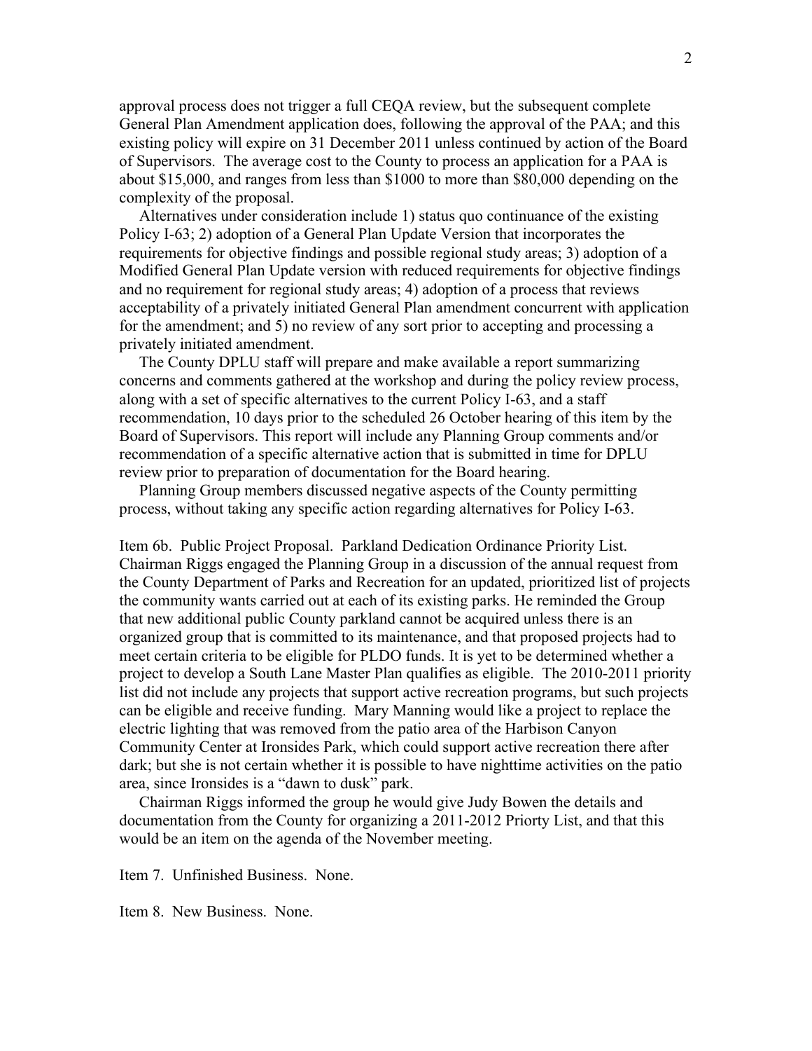approval process does not trigger a full CEQA review, but the subsequent complete General Plan Amendment application does, following the approval of the PAA; and this existing policy will expire on 31 December 2011 unless continued by action of the Board of Supervisors. The average cost to the County to process an application for a PAA is about $15,000, and ranges from less than $1000 to more than $80,000 depending on the complexity of the proposal.

Alternatives under consideration include 1) status quo continuance of the existing Policy I-63; 2) adoption of a General Plan Update Version that incorporates the requirements for objective findings and possible regional study areas; 3) adoption of a Modified General Plan Update version with reduced requirements for objective findings and no requirement for regional study areas; 4) adoption of a process that reviews acceptability of a privately initiated General Plan amendment concurrent with application for the amendment; and 5) no review of any sort prior to accepting and processing a privately initiated amendment.

The County DPLU staff will prepare and make available a report summarizing concerns and comments gathered at the workshop and during the policy review process, along with a set of specific alternatives to the current Policy I-63, and a staff recommendation, 10 days prior to the scheduled 26 October hearing of this item by the Board of Supervisors. This report will include any Planning Group comments and/or recommendation of a specific alternative action that is submitted in time for DPLU review prior to preparation of documentation for the Board hearing.

Planning Group members discussed negative aspects of the County permitting process, without taking any specific action regarding alternatives for Policy I-63.

Item 6b. Public Project Proposal. Parkland Dedication Ordinance Priority List. Chairman Riggs engaged the Planning Group in a discussion of the annual request from the County Department of Parks and Recreation for an updated, prioritized list of projects the community wants carried out at each of its existing parks. He reminded the Group that new additional public County parkland cannot be acquired unless there is an organized group that is committed to its maintenance, and that proposed projects had to meet certain criteria to be eligible for PLDO funds. It is yet to be determined whether a project to develop a South Lane Master Plan qualifies as eligible. The 2010-2011 priority list did not include any projects that support active recreation programs, but such projects can be eligible and receive funding. Mary Manning would like a project to replace the electric lighting that was removed from the patio area of the Harbison Canyon Community Center at Ironsides Park, which could support active recreation there after dark; but she is not certain whether it is possible to have nighttime activities on the patio area, since Ironsides is a "dawn to dusk" park.

Chairman Riggs informed the group he would give Judy Bowen the details and documentation from the County for organizing a 2011-2012 Priorty List, and that this would be an item on the agenda of the November meeting.

Item 7. Unfinished Business. None.

Item 8. New Business. None.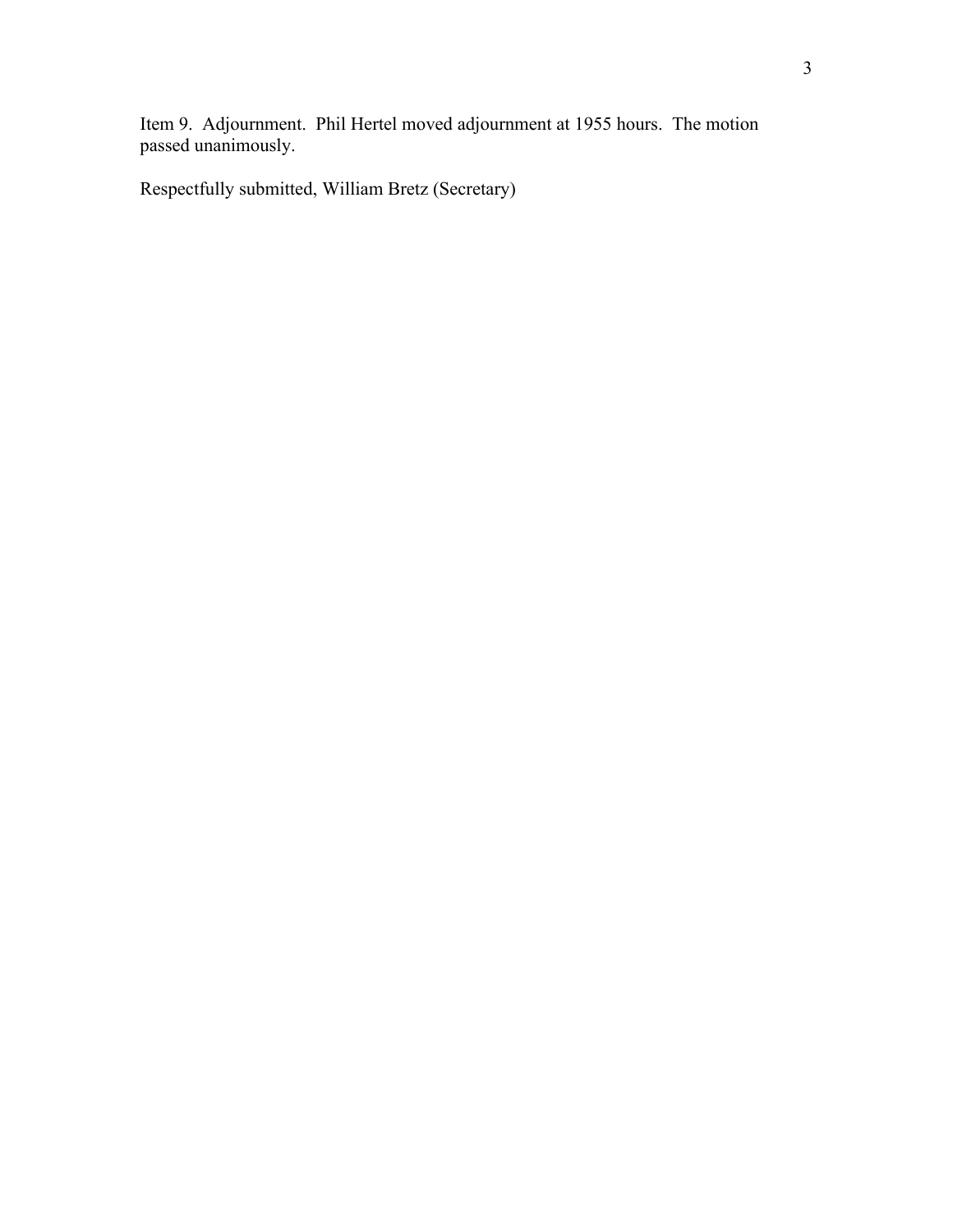Item 9. Adjournment. Phil Hertel moved adjournment at 1955 hours. The motion passed unanimously.

Respectfully submitted, William Bretz (Secretary)